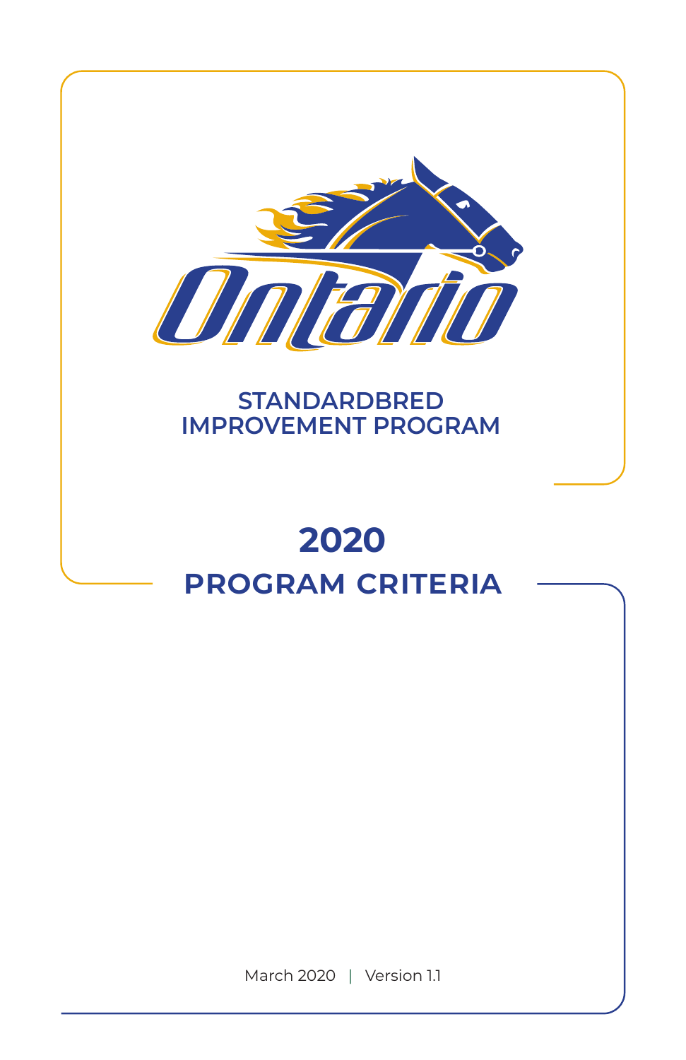Ontario

# STANDARDBRED IMPROVEMENT PROGRAM

# 2020 PROGRAM CRITERIA

March 2020 | Version 1.1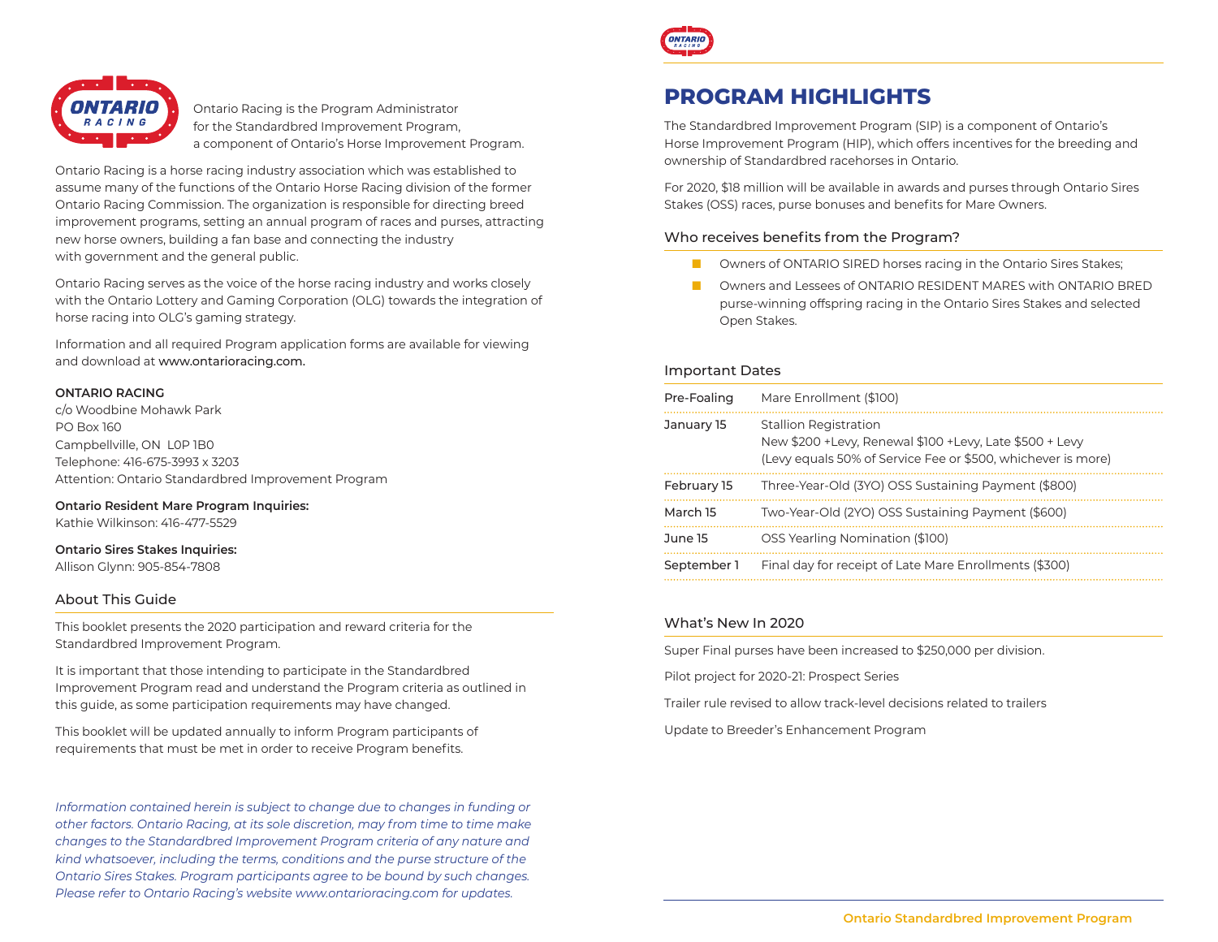Ontario Racing is the Program Administrator for the Standardbred Improvement Program, a component of Ontario's Horse Improvement Program.

Ontario Racing is a horse racing industry association which was established to assume many of the functions of the Ontario Horse Racing division of the former Ontario Racing Commission. The organization is responsible for directing breed improvement programs, setting an annual program of races and purses, attracting new horse owners, building a fan base and connecting the industry with government and the general public.

Ontario Racing serves as the voice of the horse racing industry and works closely with the Ontario Lottery and Gaming Corporation (OLG) towards the integration of horse racing into OLG's gaming strategy.

Information and all required Program application forms are available for viewing and download at www.ontarioracing.com.

**ONTARIO RACING**
c/o Woodbine Mohawk Park
PO Box 160
Campbellville, ON L0P 1B0
Telephone: 416-675-3993 x 3203
Attention: Ontario Standardbred Improvement Program

**Ontario Resident Mare Program Inquiries:**
Kathie Wilkinson: 416-477-5529

**Ontario Sires Stakes Inquiries:**
Allison Glynn: 905-854-7808

## About This Guide

This booklet presents the 2020 participation and reward criteria for the Standardbred Improvement Program.

It is important that those intending to participate in the Standardbred Improvement Program read and understand the Program criteria as outlined in this guide, as some participation requirements may have changed.

This booklet will be updated annually to inform Program participants of requirements that must be met in order to receive Program benefits.

*Information contained herein is subject to change due to changes in funding or other factors. Ontario Racing, at its sole discretion, may from time to time make changes to the Standardbred Improvement Program criteria of any nature and kind whatsoever, including the terms, conditions and the purse structure of the Ontario Sires Stakes. Program participants agree to be bound by such changes. Please refer to Ontario Racing's website www.ontarioracing.com for updates.*

# PROGRAM HIGHLIGHTS

The Standardbred Improvement Program (SIP) is a component of Ontario's Horse Improvement Program (HIP), which offers incentives for the breeding and ownership of Standardbred racehorses in Ontario.

For 2020, $18 million will be available in awards and purses through Ontario Sires Stakes (OSS) races, purse bonuses and benefits for Mare Owners.

## Who receives benefits from the Program?

- Owners of ONTARIO SIRED horses racing in the Ontario Sires Stakes;
- Owners and Lessees of ONTARIO RESIDENT MARES with ONTARIO BRED purse-winning offspring racing in the Ontario Sires Stakes and selected Open Stakes.

## Important Dates

| | |
|---|---|
| Pre-Foaling | Mare Enrollment ($100) |
| January 15 | Stallion Registration<br>New $200 +Levy, Renewal $100 +Levy, Late $500 + Levy<br>(Levy equals 50% of Service Fee or $500, whichever is more) |
| February 15 | Three-Year-Old (3YO) OSS Sustaining Payment ($800) |
| March 15 | Two-Year-Old (2YO) OSS Sustaining Payment ($600) |
| June 15 | OSS Yearling Nomination ($100) |
| September 1 | Final day for receipt of Late Mare Enrollments ($300) |

## What's New In 2020

Super Final purses have been increased to $250,000 per division.

Pilot project for 2020-21: Prospect Series

Trailer rule revised to allow track-level decisions related to trailers

Update to Breeder's Enhancement Program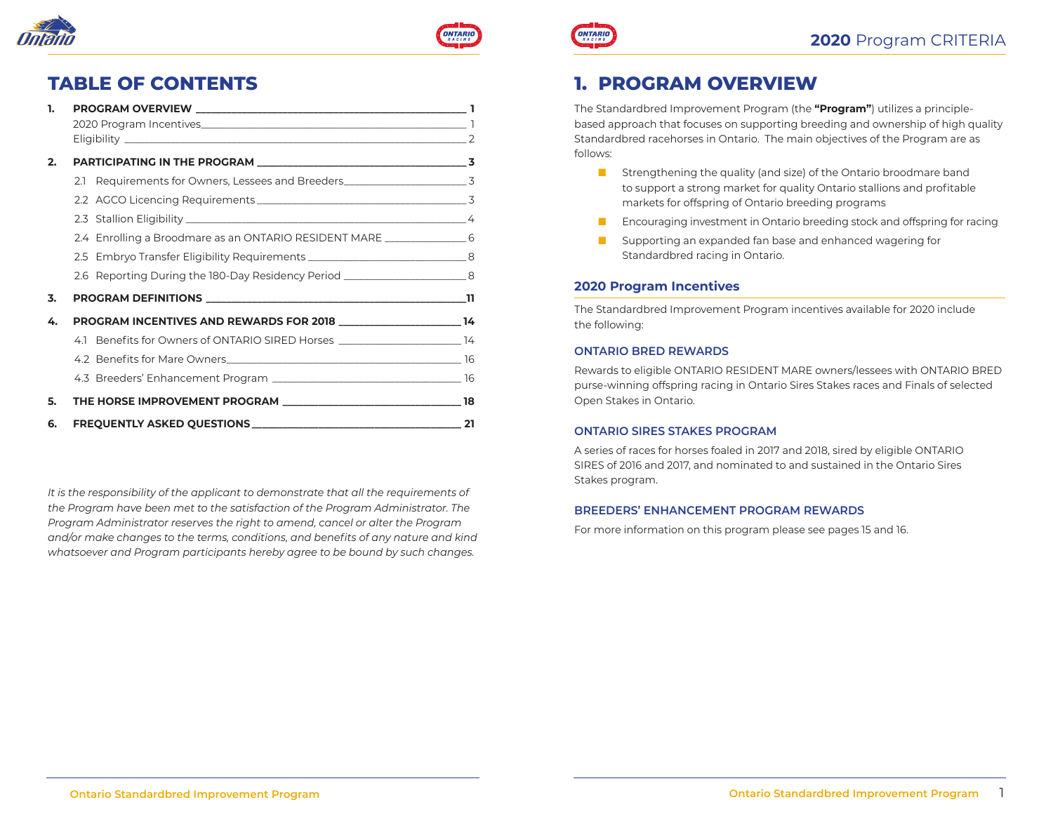# TABLE OF CONTENTS

| | | |
|---|---|---|
| **1.** | **PROGRAM OVERVIEW** | **1** |
| | 2020 Program Incentives | 1 |
| | Eligibility | 2 |
| **2.** | **PARTICIPATING IN THE PROGRAM** | **3** |
| | 2.1 Requirements for Owners, Lessees and Breeders | 3 |
| | 2.2 AGCO Licencing Requirements | 3 |
| | 2.3 Stallion Eligibility | 4 |
| | 2.4 Enrolling a Broodmare as an ONTARIO RESIDENT MARE | 6 |
| | 2.5 Embryo Transfer Eligibility Requirements | 8 |
| | 2.6 Reporting During the 180-Day Residency Period | 8 |
| **3.** | **PROGRAM DEFINITIONS** | **11** |
| **4.** | **PROGRAM INCENTIVES AND REWARDS FOR 2018** | **14** |
| | 4.1 Benefits for Owners of ONTARIO SIRED Horses | 14 |
| | 4.2 Benefits for Mare Owners | 16 |
| | 4.3 Breeders' Enhancement Program | 16 |
| **5.** | **THE HORSE IMPROVEMENT PROGRAM** | **18** |
| **6.** | **FREQUENTLY ASKED QUESTIONS** | **21** |

*It is the responsibility of the applicant to demonstrate that all the requirements of the Program have been met to the satisfaction of the Program Administrator. The Program Administrator reserves the right to amend, cancel or alter the Program and/or make changes to the terms, conditions, and benefits of any nature and kind whatsoever and Program participants hereby agree to be bound by such changes.*

**2020** Program CRITERIA

# 1. PROGRAM OVERVIEW

The Standardbred Improvement Program (the **"Program"**) utilizes a principle-based approach that focuses on supporting breeding and ownership of high quality Standardbred racehorses in Ontario. The main objectives of the Program are as follows:

- Strengthening the quality (and size) of the Ontario broodmare band to support a strong market for quality Ontario stallions and profitable markets for offspring of Ontario breeding programs
- Encouraging investment in Ontario breeding stock and offspring for racing
- Supporting an expanded fan base and enhanced wagering for Standardbred racing in Ontario.

## 2020 Program Incentives

The Standardbred Improvement Program incentives available for 2020 include the following:

### ONTARIO BRED REWARDS

Rewards to eligible ONTARIO RESIDENT MARE owners/lessees with ONTARIO BRED purse-winning offspring racing in Ontario Sires Stakes races and Finals of selected Open Stakes in Ontario.

### ONTARIO SIRES STAKES PROGRAM

A series of races for horses foaled in 2017 and 2018, sired by eligible ONTARIO SIRES of 2016 and 2017, and nominated to and sustained in the Ontario Sires Stakes program.

### BREEDERS' ENHANCEMENT PROGRAM REWARDS

For more information on this program please see pages 15 and 16.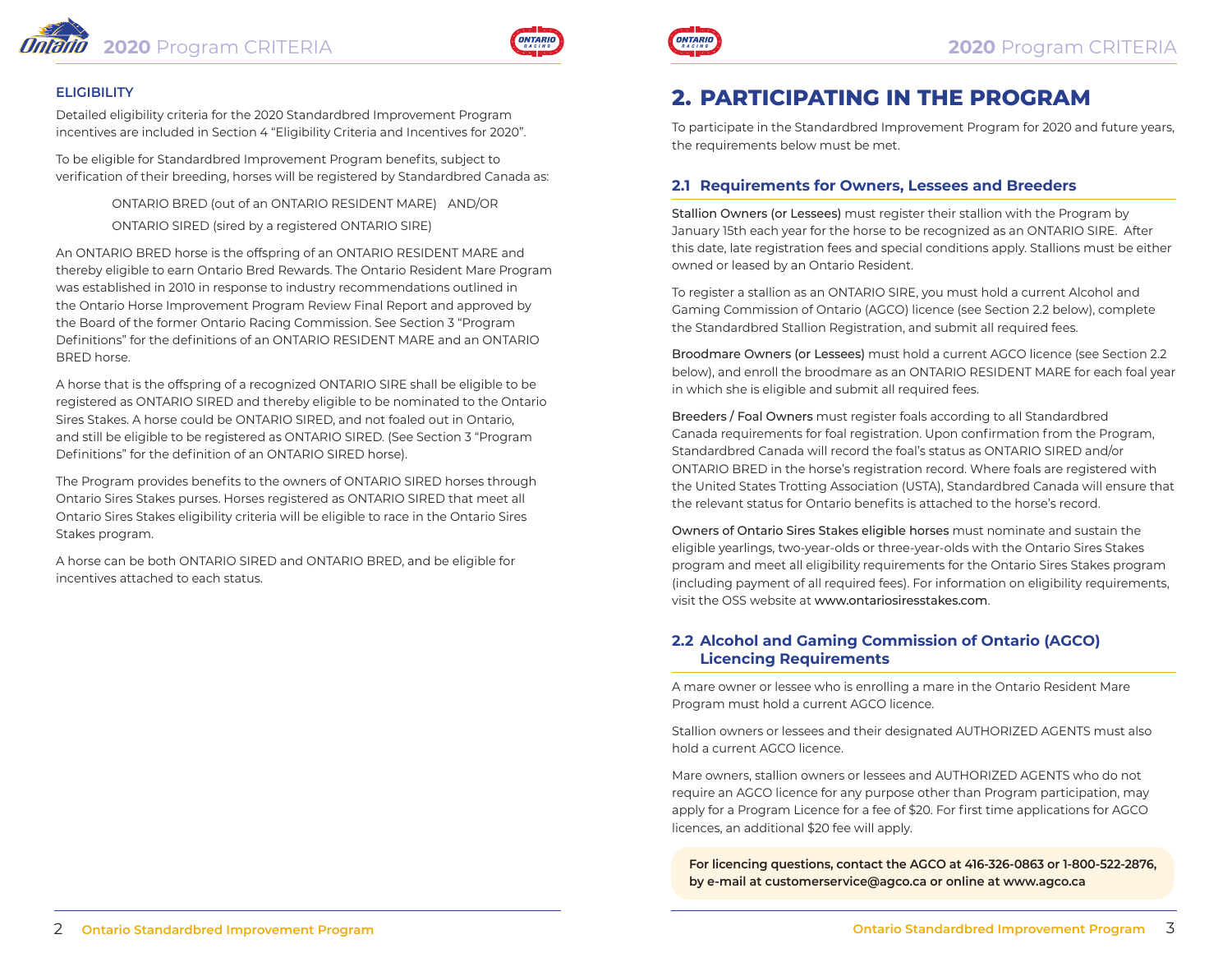### ELIGIBILITY

Detailed eligibility criteria for the 2020 Standardbred Improvement Program incentives are included in Section 4 "Eligibility Criteria and Incentives for 2020".

To be eligible for Standardbred Improvement Program benefits, subject to verification of their breeding, horses will be registered by Standardbred Canada as:

> ONTARIO BRED (out of an ONTARIO RESIDENT MARE) AND/OR
>
> ONTARIO SIRED (sired by a registered ONTARIO SIRE)

An ONTARIO BRED horse is the offspring of an ONTARIO RESIDENT MARE and thereby eligible to earn Ontario Bred Rewards. The Ontario Resident Mare Program was established in 2010 in response to industry recommendations outlined in the Ontario Horse Improvement Program Review Final Report and approved by the Board of the former Ontario Racing Commission. See Section 3 "Program Definitions" for the definitions of an ONTARIO RESIDENT MARE and an ONTARIO BRED horse.

A horse that is the offspring of a recognized ONTARIO SIRE shall be eligible to be registered as ONTARIO SIRED and thereby eligible to be nominated to the Ontario Sires Stakes. A horse could be ONTARIO SIRED, and not foaled out in Ontario, and still be eligible to be registered as ONTARIO SIRED. (See Section 3 "Program Definitions" for the definition of an ONTARIO SIRED horse).

The Program provides benefits to the owners of ONTARIO SIRED horses through Ontario Sires Stakes purses. Horses registered as ONTARIO SIRED that meet all Ontario Sires Stakes eligibility criteria will be eligible to race in the Ontario Sires Stakes program.

A horse can be both ONTARIO SIRED and ONTARIO BRED, and be eligible for incentives attached to each status.

# 2. PARTICIPATING IN THE PROGRAM

To participate in the Standardbred Improvement Program for 2020 and future years, the requirements below must be met.

## 2.1 Requirements for Owners, Lessees and Breeders

Stallion Owners (or Lessees) must register their stallion with the Program by January 15th each year for the horse to be recognized as an ONTARIO SIRE. After this date, late registration fees and special conditions apply. Stallions must be either owned or leased by an Ontario Resident.

To register a stallion as an ONTARIO SIRE, you must hold a current Alcohol and Gaming Commission of Ontario (AGCO) licence (see Section 2.2 below), complete the Standardbred Stallion Registration, and submit all required fees.

Broodmare Owners (or Lessees) must hold a current AGCO licence (see Section 2.2 below), and enroll the broodmare as an ONTARIO RESIDENT MARE for each foal year in which she is eligible and submit all required fees.

Breeders / Foal Owners must register foals according to all Standardbred Canada requirements for foal registration. Upon confirmation from the Program, Standardbred Canada will record the foal's status as ONTARIO SIRED and/or ONTARIO BRED in the horse's registration record. Where foals are registered with the United States Trotting Association (USTA), Standardbred Canada will ensure that the relevant status for Ontario benefits is attached to the horse's record.

Owners of Ontario Sires Stakes eligible horses must nominate and sustain the eligible yearlings, two-year-olds or three-year-olds with the Ontario Sires Stakes program and meet all eligibility requirements for the Ontario Sires Stakes program (including payment of all required fees). For information on eligibility requirements, visit the OSS website at www.ontariosiresstakes.com.

## 2.2 Alcohol and Gaming Commission of Ontario (AGCO) Licencing Requirements

A mare owner or lessee who is enrolling a mare in the Ontario Resident Mare Program must hold a current AGCO licence.

Stallion owners or lessees and their designated AUTHORIZED AGENTS must also hold a current AGCO licence.

Mare owners, stallion owners or lessees and AUTHORIZED AGENTS who do not require an AGCO licence for any purpose other than Program participation, may apply for a Program Licence for a fee of $20. For first time applications for AGCO licences, an additional $20 fee will apply.

**For licencing questions, contact the AGCO at 416-326-0863 or 1-800-522-2876, by e-mail at customerservice@agco.ca or online at www.agco.ca**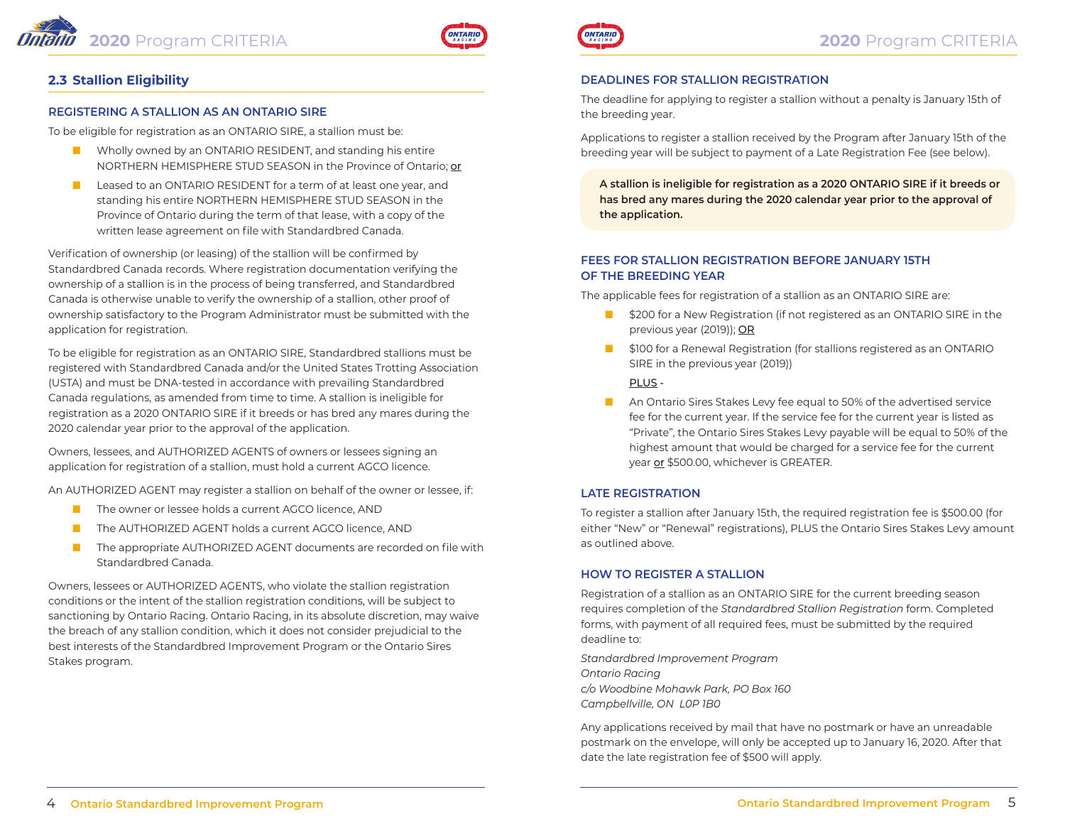## 2.3 Stallion Eligibility

### REGISTERING A STALLION AS AN ONTARIO SIRE

To be eligible for registration as an ONTARIO SIRE, a stallion must be:

- Wholly owned by an ONTARIO RESIDENT, and standing his entire NORTHERN HEMISPHERE STUD SEASON in the Province of Ontario; or
- Leased to an ONTARIO RESIDENT for a term of at least one year, and standing his entire NORTHERN HEMISPHERE STUD SEASON in the Province of Ontario during the term of that lease, with a copy of the written lease agreement on file with Standardbred Canada.

Verification of ownership (or leasing) of the stallion will be confirmed by Standardbred Canada records. Where registration documentation verifying the ownership of a stallion is in the process of being transferred, and Standardbred Canada is otherwise unable to verify the ownership of a stallion, other proof of ownership satisfactory to the Program Administrator must be submitted with the application for registration.

To be eligible for registration as an ONTARIO SIRE, Standardbred stallions must be registered with Standardbred Canada and/or the United States Trotting Association (USTA) and must be DNA-tested in accordance with prevailing Standardbred Canada regulations, as amended from time to time. A stallion is ineligible for registration as a 2020 ONTARIO SIRE if it breeds or has bred any mares during the 2020 calendar year prior to the approval of the application.

Owners, lessees, and AUTHORIZED AGENTS of owners or lessees signing an application for registration of a stallion, must hold a current AGCO licence.

An AUTHORIZED AGENT may register a stallion on behalf of the owner or lessee, if:

- The owner or lessee holds a current AGCO licence, AND
- The AUTHORIZED AGENT holds a current AGCO licence, AND
- The appropriate AUTHORIZED AGENT documents are recorded on file with Standardbred Canada.

Owners, lessees or AUTHORIZED AGENTS, who violate the stallion registration conditions or the intent of the stallion registration conditions, will be subject to sanctioning by Ontario Racing. Ontario Racing, in its absolute discretion, may waive the breach of any stallion condition, which it does not consider prejudicial to the best interests of the Standardbred Improvement Program or the Ontario Sires Stakes program.

### DEADLINES FOR STALLION REGISTRATION

The deadline for applying to register a stallion without a penalty is January 15th of the breeding year.

Applications to register a stallion received by the Program after January 15th of the breeding year will be subject to payment of a Late Registration Fee (see below).

**A stallion is ineligible for registration as a 2020 ONTARIO SIRE if it breeds or has bred any mares during the 2020 calendar year prior to the approval of the application.**

### FEES FOR STALLION REGISTRATION BEFORE JANUARY 15TH OF THE BREEDING YEAR

The applicable fees for registration of a stallion as an ONTARIO SIRE are:

- $200 for a New Registration (if not registered as an ONTARIO SIRE in the previous year (2019)); OR
- $100 for a Renewal Registration (for stallions registered as an ONTARIO SIRE in the previous year (2019))

  PLUS -

- An Ontario Sires Stakes Levy fee equal to 50% of the advertised service fee for the current year. If the service fee for the current year is listed as "Private", the Ontario Sires Stakes Levy payable will be equal to 50% of the highest amount that would be charged for a service fee for the current year or $500.00, whichever is GREATER.

### LATE REGISTRATION

To register a stallion after January 15th, the required registration fee is $500.00 (for either "New" or "Renewal" registrations), PLUS the Ontario Sires Stakes Levy amount as outlined above.

### HOW TO REGISTER A STALLION

Registration of a stallion as an ONTARIO SIRE for the current breeding season requires completion of the *Standardbred Stallion Registration* form. Completed forms, with payment of all required fees, must be submitted by the required deadline to:

*Standardbred Improvement Program*
*Ontario Racing*
*c/o Woodbine Mohawk Park, PO Box 160*
*Campbellville, ON L0P 1B0*

Any applications received by mail that have no postmark or have an unreadable postmark on the envelope, will only be accepted up to January 16, 2020. After that date the late registration fee of $500 will apply.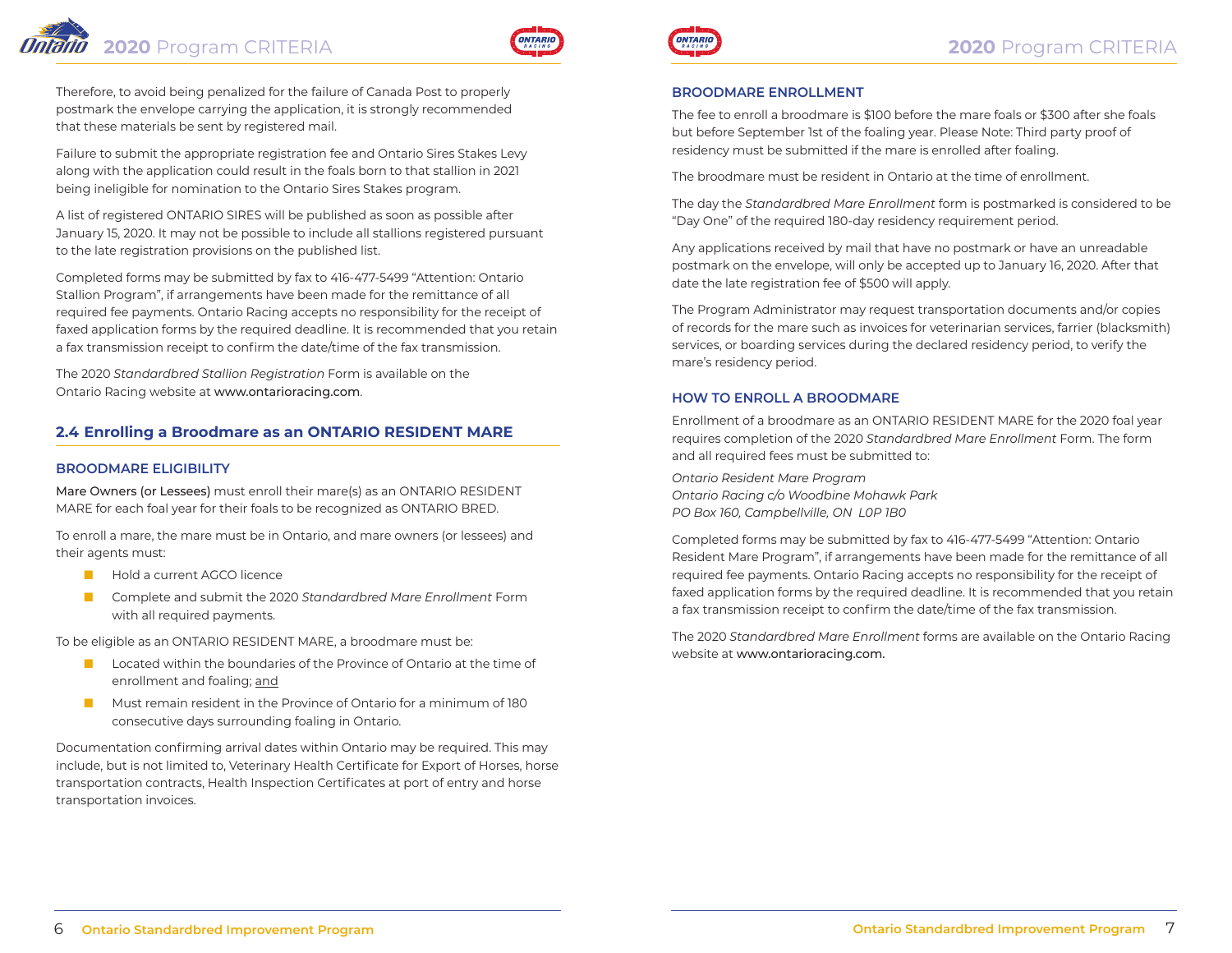Therefore, to avoid being penalized for the failure of Canada Post to properly postmark the envelope carrying the application, it is strongly recommended that these materials be sent by registered mail.

Failure to submit the appropriate registration fee and Ontario Sires Stakes Levy along with the application could result in the foals born to that stallion in 2021 being ineligible for nomination to the Ontario Sires Stakes program.

A list of registered ONTARIO SIRES will be published as soon as possible after January 15, 2020. It may not be possible to include all stallions registered pursuant to the late registration provisions on the published list.

Completed forms may be submitted by fax to 416-477-5499 "Attention: Ontario Stallion Program", if arrangements have been made for the remittance of all required fee payments. Ontario Racing accepts no responsibility for the receipt of faxed application forms by the required deadline. It is recommended that you retain a fax transmission receipt to confirm the date/time of the fax transmission.

The 2020 *Standardbred Stallion Registration* Form is available on the Ontario Racing website at www.ontarioracing.com.

## 2.4 Enrolling a Broodmare as an ONTARIO RESIDENT MARE

### BROODMARE ELIGIBILITY

Mare Owners (or Lessees) must enroll their mare(s) as an ONTARIO RESIDENT MARE for each foal year for their foals to be recognized as ONTARIO BRED.

To enroll a mare, the mare must be in Ontario, and mare owners (or lessees) and their agents must:

- Hold a current AGCO licence
- Complete and submit the 2020 *Standardbred Mare Enrollment* Form with all required payments.

To be eligible as an ONTARIO RESIDENT MARE, a broodmare must be:

- Located within the boundaries of the Province of Ontario at the time of enrollment and foaling; <u>and</u>
- Must remain resident in the Province of Ontario for a minimum of 180 consecutive days surrounding foaling in Ontario.

Documentation confirming arrival dates within Ontario may be required. This may include, but is not limited to, Veterinary Health Certificate for Export of Horses, horse transportation contracts, Health Inspection Certificates at port of entry and horse transportation invoices.

### BROODMARE ENROLLMENT

The fee to enroll a broodmare is $100 before the mare foals or $300 after she foals but before September 1st of the foaling year. Please Note: Third party proof of residency must be submitted if the mare is enrolled after foaling.

The broodmare must be resident in Ontario at the time of enrollment.

The day the *Standardbred Mare Enrollment* form is postmarked is considered to be "Day One" of the required 180-day residency requirement period.

Any applications received by mail that have no postmark or have an unreadable postmark on the envelope, will only be accepted up to January 16, 2020. After that date the late registration fee of $500 will apply.

The Program Administrator may request transportation documents and/or copies of records for the mare such as invoices for veterinarian services, farrier (blacksmith) services, or boarding services during the declared residency period, to verify the mare's residency period.

### HOW TO ENROLL A BROODMARE

Enrollment of a broodmare as an ONTARIO RESIDENT MARE for the 2020 foal year requires completion of the 2020 *Standardbred Mare Enrollment* Form. The form and all required fees must be submitted to:

*Ontario Resident Mare Program*
*Ontario Racing c/o Woodbine Mohawk Park*
*PO Box 160, Campbellville, ON L0P 1B0*

Completed forms may be submitted by fax to 416-477-5499 "Attention: Ontario Resident Mare Program", if arrangements have been made for the remittance of all required fee payments. Ontario Racing accepts no responsibility for the receipt of faxed application forms by the required deadline. It is recommended that you retain a fax transmission receipt to confirm the date/time of the fax transmission.

The 2020 *Standardbred Mare Enrollment* forms are available on the Ontario Racing website at www.ontarioracing.com.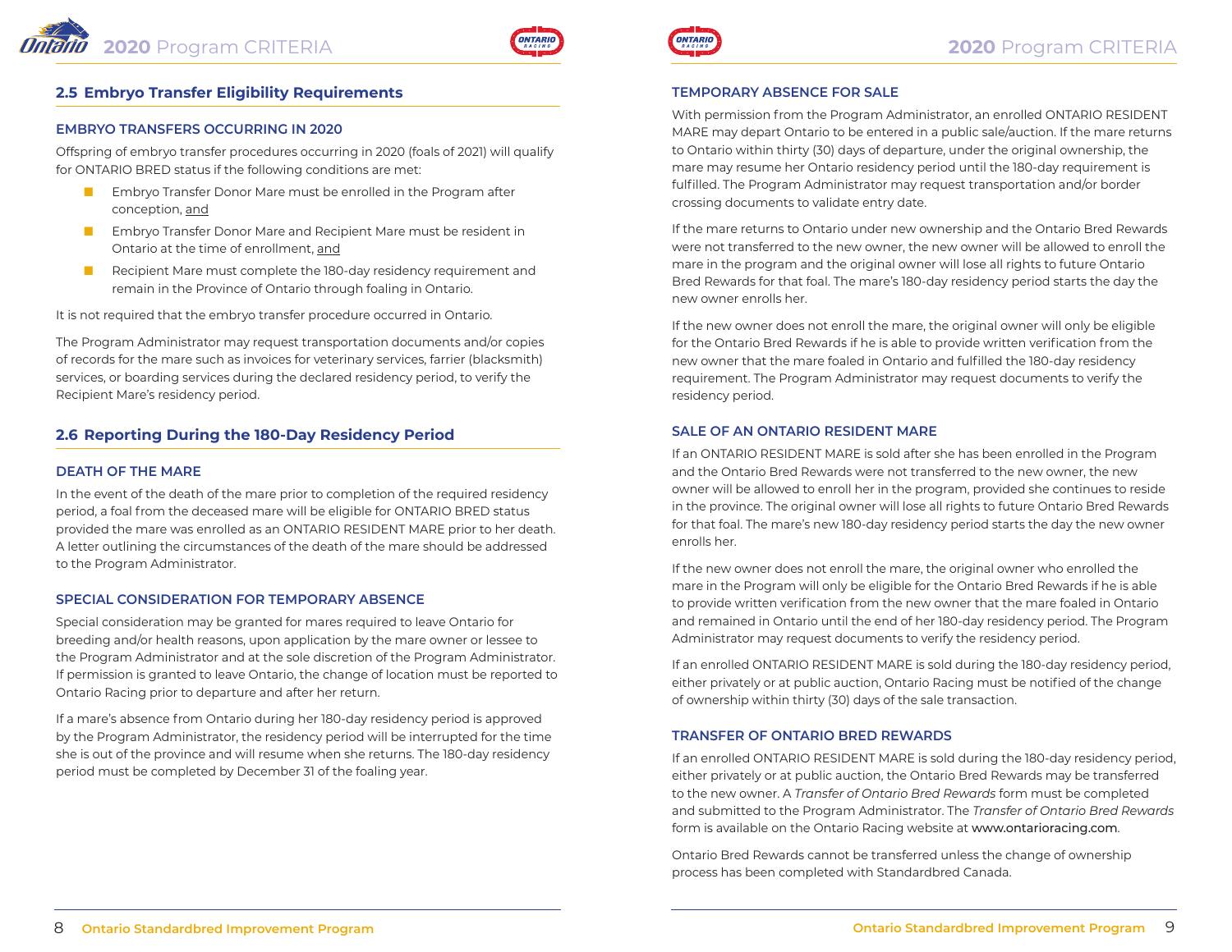## 2.5 Embryo Transfer Eligibility Requirements

### EMBRYO TRANSFERS OCCURRING IN 2020

Offspring of embryo transfer procedures occurring in 2020 (foals of 2021) will qualify for ONTARIO BRED status if the following conditions are met:

- Embryo Transfer Donor Mare must be enrolled in the Program after conception, and
- Embryo Transfer Donor Mare and Recipient Mare must be resident in Ontario at the time of enrollment, and
- Recipient Mare must complete the 180-day residency requirement and remain in the Province of Ontario through foaling in Ontario.

It is not required that the embryo transfer procedure occurred in Ontario.

The Program Administrator may request transportation documents and/or copies of records for the mare such as invoices for veterinary services, farrier (blacksmith) services, or boarding services during the declared residency period, to verify the Recipient Mare's residency period.

## 2.6 Reporting During the 180-Day Residency Period

### DEATH OF THE MARE

In the event of the death of the mare prior to completion of the required residency period, a foal from the deceased mare will be eligible for ONTARIO BRED status provided the mare was enrolled as an ONTARIO RESIDENT MARE prior to her death. A letter outlining the circumstances of the death of the mare should be addressed to the Program Administrator.

### SPECIAL CONSIDERATION FOR TEMPORARY ABSENCE

Special consideration may be granted for mares required to leave Ontario for breeding and/or health reasons, upon application by the mare owner or lessee to the Program Administrator and at the sole discretion of the Program Administrator. If permission is granted to leave Ontario, the change of location must be reported to Ontario Racing prior to departure and after her return.

If a mare's absence from Ontario during her 180-day residency period is approved by the Program Administrator, the residency period will be interrupted for the time she is out of the province and will resume when she returns. The 180-day residency period must be completed by December 31 of the foaling year.

### TEMPORARY ABSENCE FOR SALE

With permission from the Program Administrator, an enrolled ONTARIO RESIDENT MARE may depart Ontario to be entered in a public sale/auction. If the mare returns to Ontario within thirty (30) days of departure, under the original ownership, the mare may resume her Ontario residency period until the 180-day requirement is fulfilled. The Program Administrator may request transportation and/or border crossing documents to validate entry date.

If the mare returns to Ontario under new ownership and the Ontario Bred Rewards were not transferred to the new owner, the new owner will be allowed to enroll the mare in the program and the original owner will lose all rights to future Ontario Bred Rewards for that foal. The mare's 180-day residency period starts the day the new owner enrolls her.

If the new owner does not enroll the mare, the original owner will only be eligible for the Ontario Bred Rewards if he is able to provide written verification from the new owner that the mare foaled in Ontario and fulfilled the 180-day residency requirement. The Program Administrator may request documents to verify the residency period.

### SALE OF AN ONTARIO RESIDENT MARE

If an ONTARIO RESIDENT MARE is sold after she has been enrolled in the Program and the Ontario Bred Rewards were not transferred to the new owner, the new owner will be allowed to enroll her in the program, provided she continues to reside in the province. The original owner will lose all rights to future Ontario Bred Rewards for that foal. The mare's new 180-day residency period starts the day the new owner enrolls her.

If the new owner does not enroll the mare, the original owner who enrolled the mare in the Program will only be eligible for the Ontario Bred Rewards if he is able to provide written verification from the new owner that the mare foaled in Ontario and remained in Ontario until the end of her 180-day residency period. The Program Administrator may request documents to verify the residency period.

If an enrolled ONTARIO RESIDENT MARE is sold during the 180-day residency period, either privately or at public auction, Ontario Racing must be notified of the change of ownership within thirty (30) days of the sale transaction.

### TRANSFER OF ONTARIO BRED REWARDS

If an enrolled ONTARIO RESIDENT MARE is sold during the 180-day residency period, either privately or at public auction, the Ontario Bred Rewards may be transferred to the new owner. A *Transfer of Ontario Bred Rewards* form must be completed and submitted to the Program Administrator. The *Transfer of Ontario Bred Rewards* form is available on the Ontario Racing website at www.ontarioracing.com.

Ontario Bred Rewards cannot be transferred unless the change of ownership process has been completed with Standardbred Canada.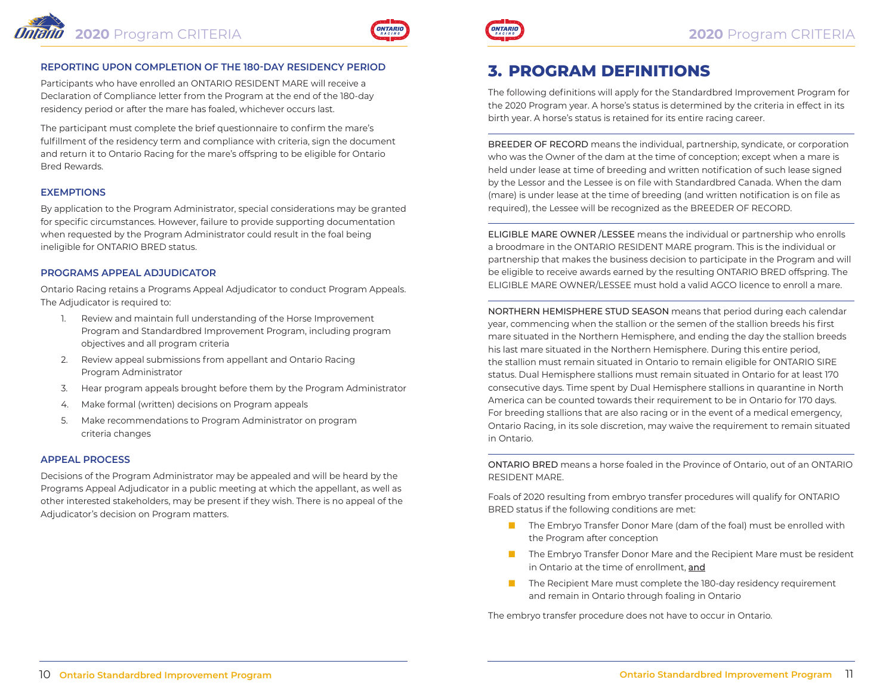### REPORTING UPON COMPLETION OF THE 180-DAY RESIDENCY PERIOD

Participants who have enrolled an ONTARIO RESIDENT MARE will receive a Declaration of Compliance letter from the Program at the end of the 180-day residency period or after the mare has foaled, whichever occurs last.

The participant must complete the brief questionnaire to confirm the mare's fulfillment of the residency term and compliance with criteria, sign the document and return it to Ontario Racing for the mare's offspring to be eligible for Ontario Bred Rewards.

### EXEMPTIONS

By application to the Program Administrator, special considerations may be granted for specific circumstances. However, failure to provide supporting documentation when requested by the Program Administrator could result in the foal being ineligible for ONTARIO BRED status.

### PROGRAMS APPEAL ADJUDICATOR

Ontario Racing retains a Programs Appeal Adjudicator to conduct Program Appeals. The Adjudicator is required to:

1. Review and maintain full understanding of the Horse Improvement Program and Standardbred Improvement Program, including program objectives and all program criteria
2. Review appeal submissions from appellant and Ontario Racing Program Administrator
3. Hear program appeals brought before them by the Program Administrator
4. Make formal (written) decisions on Program appeals
5. Make recommendations to Program Administrator on program criteria changes

### APPEAL PROCESS

Decisions of the Program Administrator may be appealed and will be heard by the Programs Appeal Adjudicator in a public meeting at which the appellant, as well as other interested stakeholders, may be present if they wish. There is no appeal of the Adjudicator's decision on Program matters.

# 3. PROGRAM DEFINITIONS

The following definitions will apply for the Standardbred Improvement Program for the 2020 Program year. A horse's status is determined by the criteria in effect in its birth year. A horse's status is retained for its entire racing career.

BREEDER OF RECORD means the individual, partnership, syndicate, or corporation who was the Owner of the dam at the time of conception; except when a mare is held under lease at time of breeding and written notification of such lease signed by the Lessor and the Lessee is on file with Standardbred Canada. When the dam (mare) is under lease at the time of breeding (and written notification is on file as required), the Lessee will be recognized as the BREEDER OF RECORD.

ELIGIBLE MARE OWNER /LESSEE means the individual or partnership who enrolls a broodmare in the ONTARIO RESIDENT MARE program. This is the individual or partnership that makes the business decision to participate in the Program and will be eligible to receive awards earned by the resulting ONTARIO BRED offspring. The ELIGIBLE MARE OWNER/LESSEE must hold a valid AGCO licence to enroll a mare.

NORTHERN HEMISPHERE STUD SEASON means that period during each calendar year, commencing when the stallion or the semen of the stallion breeds his first mare situated in the Northern Hemisphere, and ending the day the stallion breeds his last mare situated in the Northern Hemisphere. During this entire period, the stallion must remain situated in Ontario to remain eligible for ONTARIO SIRE status. Dual Hemisphere stallions must remain situated in Ontario for at least 170 consecutive days. Time spent by Dual Hemisphere stallions in quarantine in North America can be counted towards their requirement to be in Ontario for 170 days. For breeding stallions that are also racing or in the event of a medical emergency, Ontario Racing, in its sole discretion, may waive the requirement to remain situated in Ontario.

ONTARIO BRED means a horse foaled in the Province of Ontario, out of an ONTARIO RESIDENT MARE.

Foals of 2020 resulting from embryo transfer procedures will qualify for ONTARIO BRED status if the following conditions are met:

- The Embryo Transfer Donor Mare (dam of the foal) must be enrolled with the Program after conception
- The Embryo Transfer Donor Mare and the Recipient Mare must be resident in Ontario at the time of enrollment, and
- The Recipient Mare must complete the 180-day residency requirement and remain in Ontario through foaling in Ontario

The embryo transfer procedure does not have to occur in Ontario.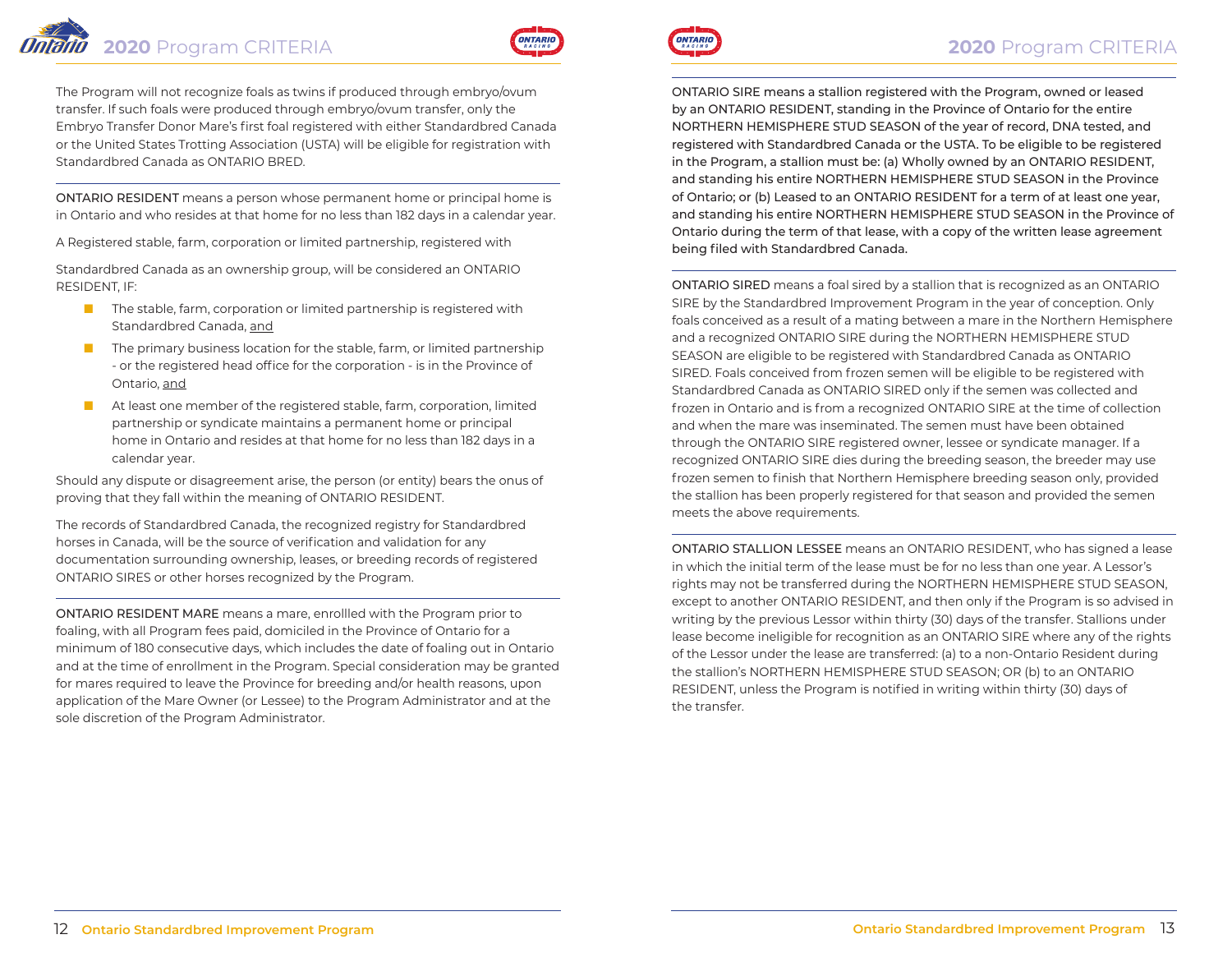The Program will not recognize foals as twins if produced through embryo/ovum transfer. If such foals were produced through embryo/ovum transfer, only the Embryo Transfer Donor Mare's first foal registered with either Standardbred Canada or the United States Trotting Association (USTA) will be eligible for registration with Standardbred Canada as ONTARIO BRED.

---

ONTARIO RESIDENT means a person whose permanent home or principal home is in Ontario and who resides at that home for no less than 182 days in a calendar year.

A Registered stable, farm, corporation or limited partnership, registered with

Standardbred Canada as an ownership group, will be considered an ONTARIO RESIDENT, IF:

- The stable, farm, corporation or limited partnership is registered with Standardbred Canada, and
- The primary business location for the stable, farm, or limited partnership - or the registered head office for the corporation - is in the Province of Ontario, and
- At least one member of the registered stable, farm, corporation, limited partnership or syndicate maintains a permanent home or principal home in Ontario and resides at that home for no less than 182 days in a calendar year.

Should any dispute or disagreement arise, the person (or entity) bears the onus of proving that they fall within the meaning of ONTARIO RESIDENT.

The records of Standardbred Canada, the recognized registry for Standardbred horses in Canada, will be the source of verification and validation for any documentation surrounding ownership, leases, or breeding records of registered ONTARIO SIRES or other horses recognized by the Program.

---

ONTARIO RESIDENT MARE means a mare, enrollled with the Program prior to foaling, with all Program fees paid, domiciled in the Province of Ontario for a minimum of 180 consecutive days, which includes the date of foaling out in Ontario and at the time of enrollment in the Program. Special consideration may be granted for mares required to leave the Province for breeding and/or health reasons, upon application of the Mare Owner (or Lessee) to the Program Administrator and at the sole discretion of the Program Administrator.

---

ONTARIO SIRE means a stallion registered with the Program, owned or leased by an ONTARIO RESIDENT, standing in the Province of Ontario for the entire NORTHERN HEMISPHERE STUD SEASON of the year of record, DNA tested, and registered with Standardbred Canada or the USTA. To be eligible to be registered in the Program, a stallion must be: (a) Wholly owned by an ONTARIO RESIDENT, and standing his entire NORTHERN HEMISPHERE STUD SEASON in the Province of Ontario; or (b) Leased to an ONTARIO RESIDENT for a term of at least one year, and standing his entire NORTHERN HEMISPHERE STUD SEASON in the Province of Ontario during the term of that lease, with a copy of the written lease agreement being filed with Standardbred Canada.

---

ONTARIO SIRED means a foal sired by a stallion that is recognized as an ONTARIO SIRE by the Standardbred Improvement Program in the year of conception. Only foals conceived as a result of a mating between a mare in the Northern Hemisphere and a recognized ONTARIO SIRE during the NORTHERN HEMISPHERE STUD SEASON are eligible to be registered with Standardbred Canada as ONTARIO SIRED. Foals conceived from frozen semen will be eligible to be registered with Standardbred Canada as ONTARIO SIRED only if the semen was collected and frozen in Ontario and is from a recognized ONTARIO SIRE at the time of collection and when the mare was inseminated. The semen must have been obtained through the ONTARIO SIRE registered owner, lessee or syndicate manager. If a recognized ONTARIO SIRE dies during the breeding season, the breeder may use frozen semen to finish that Northern Hemisphere breeding season only, provided the stallion has been properly registered for that season and provided the semen meets the above requirements.

---

ONTARIO STALLION LESSEE means an ONTARIO RESIDENT, who has signed a lease in which the initial term of the lease must be for no less than one year. A Lessor's rights may not be transferred during the NORTHERN HEMISPHERE STUD SEASON, except to another ONTARIO RESIDENT, and then only if the Program is so advised in writing by the previous Lessor within thirty (30) days of the transfer. Stallions under lease become ineligible for recognition as an ONTARIO SIRE where any of the rights of the Lessor under the lease are transferred: (a) to a non-Ontario Resident during the stallion's NORTHERN HEMISPHERE STUD SEASON; OR (b) to an ONTARIO RESIDENT, unless the Program is notified in writing within thirty (30) days of the transfer.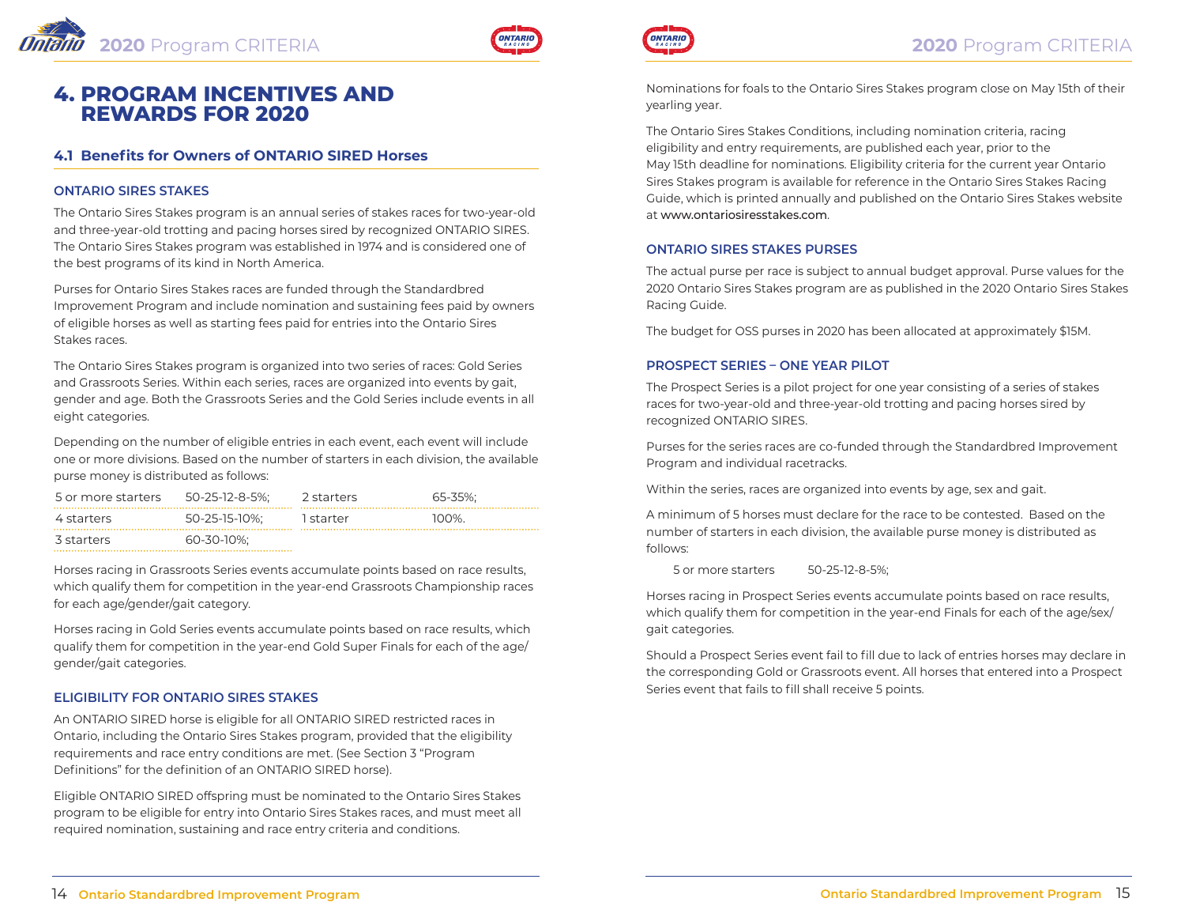# 4. PROGRAM INCENTIVES AND REWARDS FOR 2020

## 4.1 Benefits for Owners of ONTARIO SIRED Horses

### ONTARIO SIRES STAKES

The Ontario Sires Stakes program is an annual series of stakes races for two-year-old and three-year-old trotting and pacing horses sired by recognized ONTARIO SIRES. The Ontario Sires Stakes program was established in 1974 and is considered one of the best programs of its kind in North America.

Purses for Ontario Sires Stakes races are funded through the Standardbred Improvement Program and include nomination and sustaining fees paid by owners of eligible horses as well as starting fees paid for entries into the Ontario Sires Stakes races.

The Ontario Sires Stakes program is organized into two series of races: Gold Series and Grassroots Series. Within each series, races are organized into events by gait, gender and age. Both the Grassroots Series and the Gold Series include events in all eight categories.

Depending on the number of eligible entries in each event, each event will include one or more divisions. Based on the number of starters in each division, the available purse money is distributed as follows:

| | | | |
|---|---|---|---|
| 5 or more starters | 50-25-12-8-5%; | 2 starters | 65-35%; |
| 4 starters | 50-25-15-10%; | 1 starter | 100%. |
| 3 starters | 60-30-10%; | | |

Horses racing in Grassroots Series events accumulate points based on race results, which qualify them for competition in the year-end Grassroots Championship races for each age/gender/gait category.

Horses racing in Gold Series events accumulate points based on race results, which qualify them for competition in the year-end Gold Super Finals for each of the age/gender/gait categories.

### ELIGIBILITY FOR ONTARIO SIRES STAKES

An ONTARIO SIRED horse is eligible for all ONTARIO SIRED restricted races in Ontario, including the Ontario Sires Stakes program, provided that the eligibility requirements and race entry conditions are met. (See Section 3 "Program Definitions" for the definition of an ONTARIO SIRED horse).

Eligible ONTARIO SIRED offspring must be nominated to the Ontario Sires Stakes program to be eligible for entry into Ontario Sires Stakes races, and must meet all required nomination, sustaining and race entry criteria and conditions.

Nominations for foals to the Ontario Sires Stakes program close on May 15th of their yearling year.

The Ontario Sires Stakes Conditions, including nomination criteria, racing eligibility and entry requirements, are published each year, prior to the May 15th deadline for nominations. Eligibility criteria for the current year Ontario Sires Stakes program is available for reference in the Ontario Sires Stakes Racing Guide, which is printed annually and published on the Ontario Sires Stakes website at www.ontariosiresstakes.com.

### ONTARIO SIRES STAKES PURSES

The actual purse per race is subject to annual budget approval. Purse values for the 2020 Ontario Sires Stakes program are as published in the 2020 Ontario Sires Stakes Racing Guide.

The budget for OSS purses in 2020 has been allocated at approximately $15M.

### PROSPECT SERIES – ONE YEAR PILOT

The Prospect Series is a pilot project for one year consisting of a series of stakes races for two-year-old and three-year-old trotting and pacing horses sired by recognized ONTARIO SIRES.

Purses for the series races are co-funded through the Standardbred Improvement Program and individual racetracks.

Within the series, races are organized into events by age, sex and gait.

A minimum of 5 horses must declare for the race to be contested. Based on the number of starters in each division, the available purse money is distributed as follows:

5 or more starters 50-25-12-8-5%;

Horses racing in Prospect Series events accumulate points based on race results, which qualify them for competition in the year-end Finals for each of the age/sex/gait categories.

Should a Prospect Series event fail to fill due to lack of entries horses may declare in the corresponding Gold or Grassroots event. All horses that entered into a Prospect Series event that fails to fill shall receive 5 points.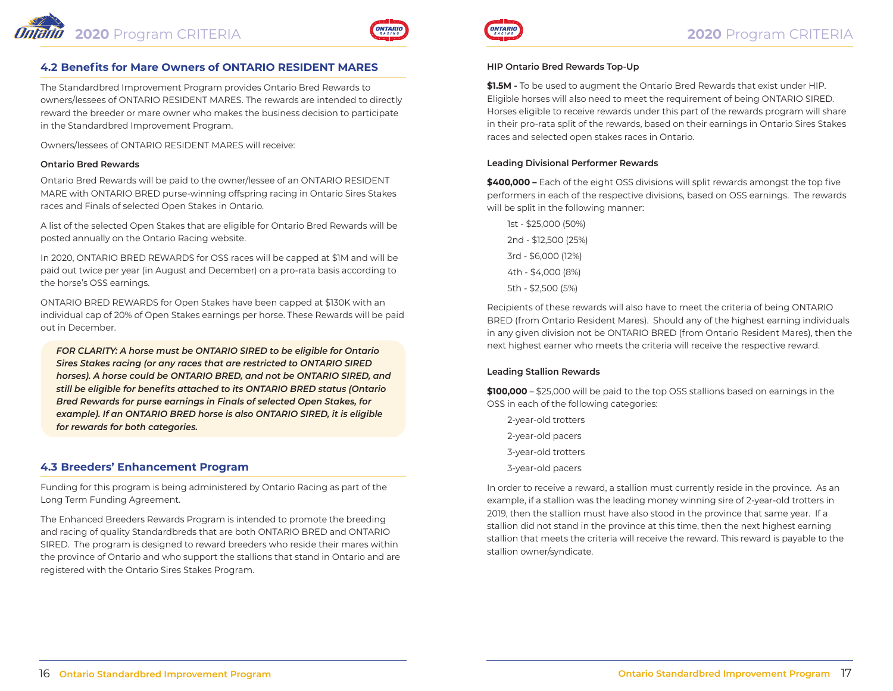## 4.2 Benefits for Mare Owners of ONTARIO RESIDENT MARES

The Standardbred Improvement Program provides Ontario Bred Rewards to owners/lessees of ONTARIO RESIDENT MARES. The rewards are intended to directly reward the breeder or mare owner who makes the business decision to participate in the Standardbred Improvement Program.

Owners/lessees of ONTARIO RESIDENT MARES will receive:

#### Ontario Bred Rewards

Ontario Bred Rewards will be paid to the owner/lessee of an ONTARIO RESIDENT MARE with ONTARIO BRED purse-winning offspring racing in Ontario Sires Stakes races and Finals of selected Open Stakes in Ontario.

A list of the selected Open Stakes that are eligible for Ontario Bred Rewards will be posted annually on the Ontario Racing website.

In 2020, ONTARIO BRED REWARDS for OSS races will be capped at $1M and will be paid out twice per year (in August and December) on a pro-rata basis according to the horse's OSS earnings.

ONTARIO BRED REWARDS for Open Stakes have been capped at $130K with an individual cap of 20% of Open Stakes earnings per horse. These Rewards will be paid out in December.

***FOR CLARITY: A horse must be ONTARIO SIRED to be eligible for Ontario Sires Stakes racing (or any races that are restricted to ONTARIO SIRED horses). A horse could be ONTARIO BRED, and not be ONTARIO SIRED, and still be eligible for benefits attached to its ONTARIO BRED status (Ontario Bred Rewards for purse earnings in Finals of selected Open Stakes, for example). If an ONTARIO BRED horse is also ONTARIO SIRED, it is eligible for rewards for both categories.***

## 4.3 Breeders' Enhancement Program

Funding for this program is being administered by Ontario Racing as part of the Long Term Funding Agreement.

The Enhanced Breeders Rewards Program is intended to promote the breeding and racing of quality Standardbreds that are both ONTARIO BRED and ONTARIO SIRED. The program is designed to reward breeders who reside their mares within the province of Ontario and who support the stallions that stand in Ontario and are registered with the Ontario Sires Stakes Program.

#### HIP Ontario Bred Rewards Top-Up

**$1.5M -** To be used to augment the Ontario Bred Rewards that exist under HIP. Eligible horses will also need to meet the requirement of being ONTARIO SIRED. Horses eligible to receive rewards under this part of the rewards program will share in their pro-rata split of the rewards, based on their earnings in Ontario Sires Stakes races and selected open stakes races in Ontario.

#### Leading Divisional Performer Rewards

**$400,000 –** Each of the eight OSS divisions will split rewards amongst the top five performers in each of the respective divisions, based on OSS earnings. The rewards will be split in the following manner:

- 1st - $25,000 (50%)
- 2nd - $12,500 (25%)
- 3rd - $6,000 (12%)
- 4th - $4,000 (8%)
- 5th - $2,500 (5%)

Recipients of these rewards will also have to meet the criteria of being ONTARIO BRED (from Ontario Resident Mares). Should any of the highest earning individuals in any given division not be ONTARIO BRED (from Ontario Resident Mares), then the next highest earner who meets the criteria will receive the respective reward.

#### Leading Stallion Rewards

**$100,000** – $25,000 will be paid to the top OSS stallions based on earnings in the OSS in each of the following categories:

- 2-year-old trotters
- 2-year-old pacers
- 3-year-old trotters
- 3-year-old pacers

In order to receive a reward, a stallion must currently reside in the province. As an example, if a stallion was the leading money winning sire of 2-year-old trotters in 2019, then the stallion must have also stood in the province that same year. If a stallion did not stand in the province at this time, then the next highest earning stallion that meets the criteria will receive the reward. This reward is payable to the stallion owner/syndicate.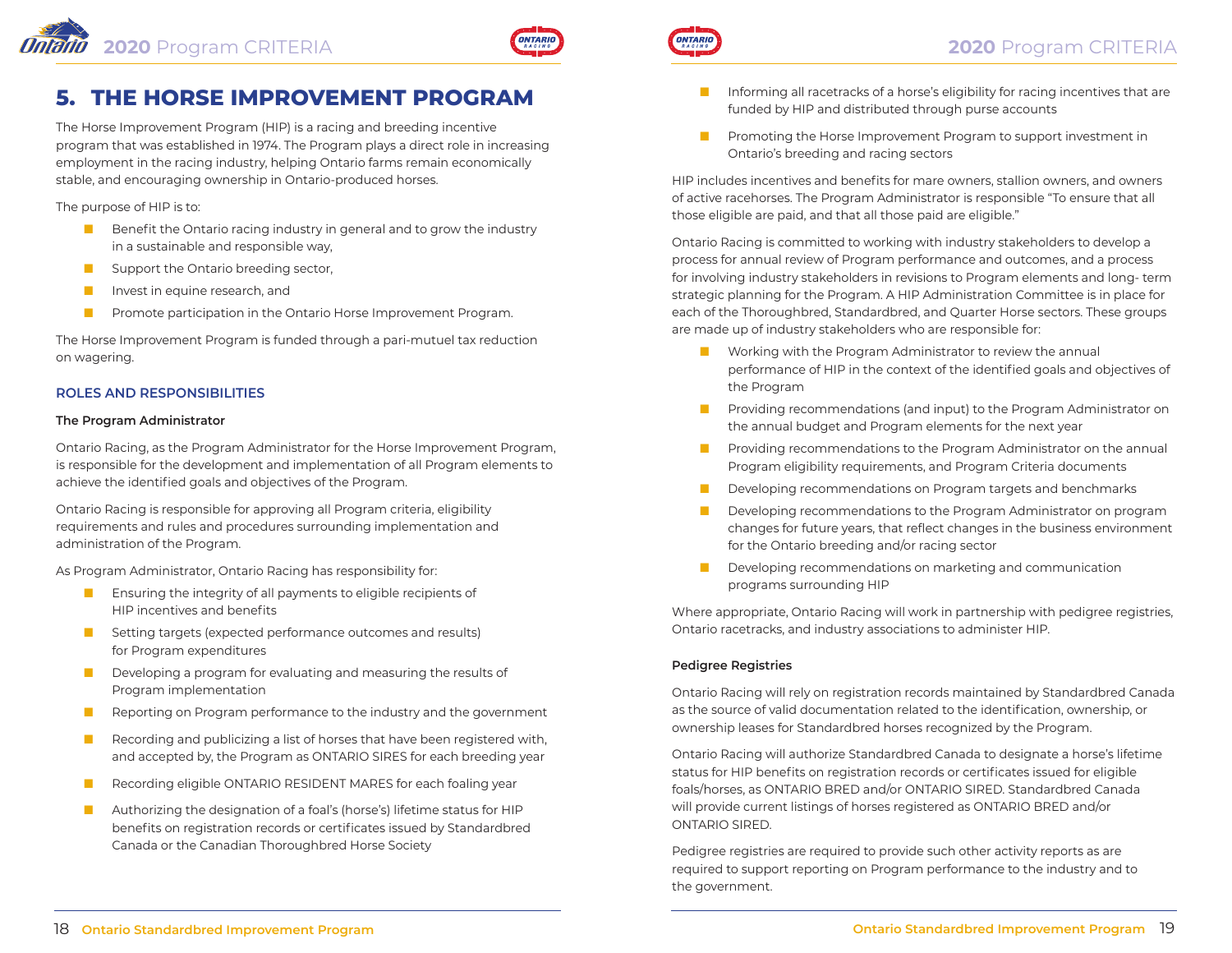# 5. THE HORSE IMPROVEMENT PROGRAM

The Horse Improvement Program (HIP) is a racing and breeding incentive program that was established in 1974. The Program plays a direct role in increasing employment in the racing industry, helping Ontario farms remain economically stable, and encouraging ownership in Ontario-produced horses.

The purpose of HIP is to:

- Benefit the Ontario racing industry in general and to grow the industry in a sustainable and responsible way,
- Support the Ontario breeding sector,
- Invest in equine research, and
- Promote participation in the Ontario Horse Improvement Program.

The Horse Improvement Program is funded through a pari-mutuel tax reduction on wagering.

## ROLES AND RESPONSIBILITIES

### The Program Administrator

Ontario Racing, as the Program Administrator for the Horse Improvement Program, is responsible for the development and implementation of all Program elements to achieve the identified goals and objectives of the Program.

Ontario Racing is responsible for approving all Program criteria, eligibility requirements and rules and procedures surrounding implementation and administration of the Program.

As Program Administrator, Ontario Racing has responsibility for:

- Ensuring the integrity of all payments to eligible recipients of HIP incentives and benefits
- Setting targets (expected performance outcomes and results) for Program expenditures
- Developing a program for evaluating and measuring the results of Program implementation
- Reporting on Program performance to the industry and the government
- Recording and publicizing a list of horses that have been registered with, and accepted by, the Program as ONTARIO SIRES for each breeding year
- Recording eligible ONTARIO RESIDENT MARES for each foaling year
- Authorizing the designation of a foal's (horse's) lifetime status for HIP benefits on registration records or certificates issued by Standardbred Canada or the Canadian Thoroughbred Horse Society
- Informing all racetracks of a horse's eligibility for racing incentives that are funded by HIP and distributed through purse accounts
- Promoting the Horse Improvement Program to support investment in Ontario's breeding and racing sectors

HIP includes incentives and benefits for mare owners, stallion owners, and owners of active racehorses. The Program Administrator is responsible "To ensure that all those eligible are paid, and that all those paid are eligible."

Ontario Racing is committed to working with industry stakeholders to develop a process for annual review of Program performance and outcomes, and a process for involving industry stakeholders in revisions to Program elements and long- term strategic planning for the Program. A HIP Administration Committee is in place for each of the Thoroughbred, Standardbred, and Quarter Horse sectors. These groups are made up of industry stakeholders who are responsible for:

- Working with the Program Administrator to review the annual performance of HIP in the context of the identified goals and objectives of the Program
- Providing recommendations (and input) to the Program Administrator on the annual budget and Program elements for the next year
- Providing recommendations to the Program Administrator on the annual Program eligibility requirements, and Program Criteria documents
- Developing recommendations on Program targets and benchmarks
- Developing recommendations to the Program Administrator on program changes for future years, that reflect changes in the business environment for the Ontario breeding and/or racing sector
- Developing recommendations on marketing and communication programs surrounding HIP

Where appropriate, Ontario Racing will work in partnership with pedigree registries, Ontario racetracks, and industry associations to administer HIP.

### Pedigree Registries

Ontario Racing will rely on registration records maintained by Standardbred Canada as the source of valid documentation related to the identification, ownership, or ownership leases for Standardbred horses recognized by the Program.

Ontario Racing will authorize Standardbred Canada to designate a horse's lifetime status for HIP benefits on registration records or certificates issued for eligible foals/horses, as ONTARIO BRED and/or ONTARIO SIRED. Standardbred Canada will provide current listings of horses registered as ONTARIO BRED and/or ONTARIO SIRED.

Pedigree registries are required to provide such other activity reports as are required to support reporting on Program performance to the industry and to the government.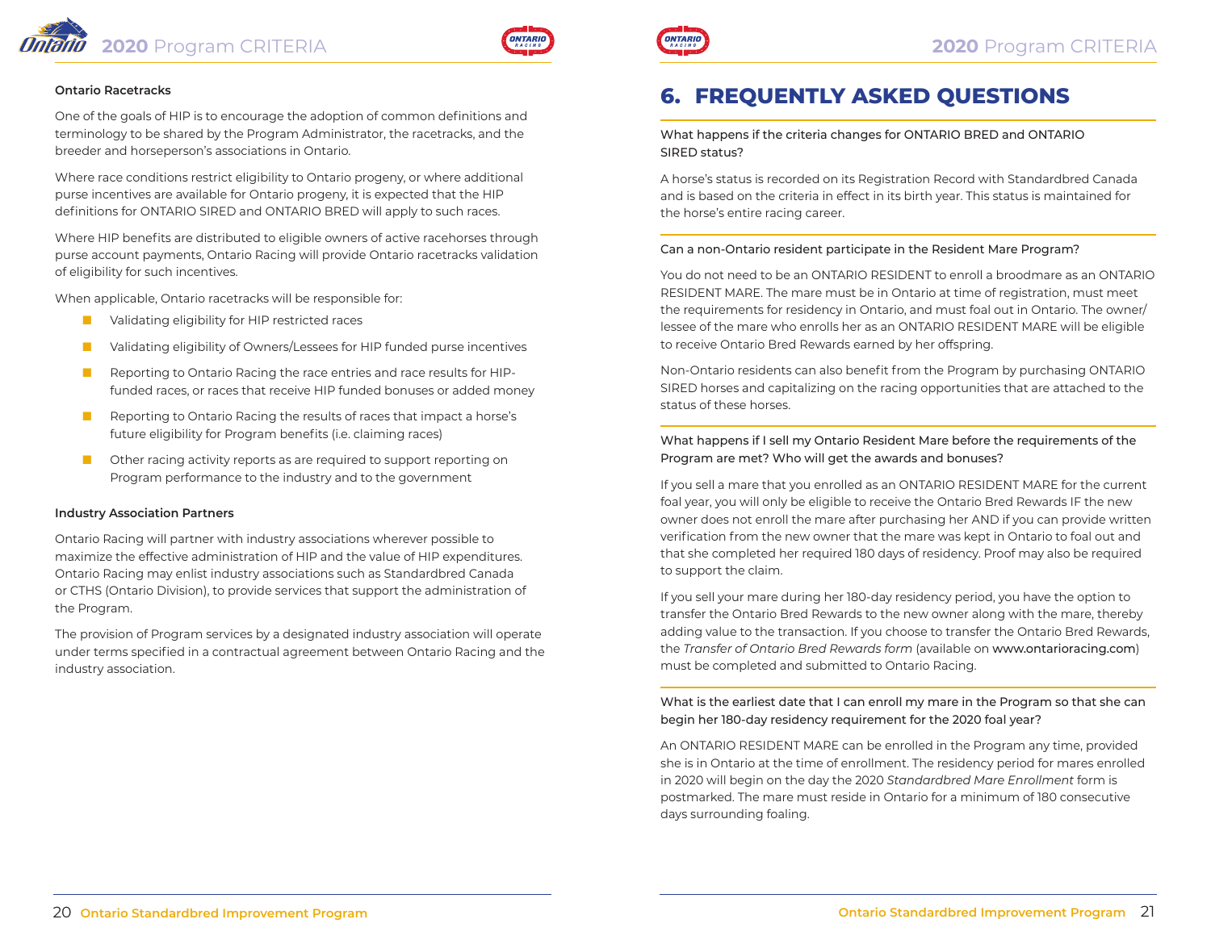### Ontario Racetracks

One of the goals of HIP is to encourage the adoption of common definitions and terminology to be shared by the Program Administrator, the racetracks, and the breeder and horseperson's associations in Ontario.

Where race conditions restrict eligibility to Ontario progeny, or where additional purse incentives are available for Ontario progeny, it is expected that the HIP definitions for ONTARIO SIRED and ONTARIO BRED will apply to such races.

Where HIP benefits are distributed to eligible owners of active racehorses through purse account payments, Ontario Racing will provide Ontario racetracks validation of eligibility for such incentives.

When applicable, Ontario racetracks will be responsible for:

- Validating eligibility for HIP restricted races
- Validating eligibility of Owners/Lessees for HIP funded purse incentives
- Reporting to Ontario Racing the race entries and race results for HIP-funded races, or races that receive HIP funded bonuses or added money
- Reporting to Ontario Racing the results of races that impact a horse's future eligibility for Program benefits (i.e. claiming races)
- Other racing activity reports as are required to support reporting on Program performance to the industry and to the government

### Industry Association Partners

Ontario Racing will partner with industry associations wherever possible to maximize the effective administration of HIP and the value of HIP expenditures. Ontario Racing may enlist industry associations such as Standardbred Canada or CTHS (Ontario Division), to provide services that support the administration of the Program.

The provision of Program services by a designated industry association will operate under terms specified in a contractual agreement between Ontario Racing and the industry association.

# 6. FREQUENTLY ASKED QUESTIONS

What happens if the criteria changes for ONTARIO BRED and ONTARIO SIRED status?

A horse's status is recorded on its Registration Record with Standardbred Canada and is based on the criteria in effect in its birth year. This status is maintained for the horse's entire racing career.

Can a non-Ontario resident participate in the Resident Mare Program?

You do not need to be an ONTARIO RESIDENT to enroll a broodmare as an ONTARIO RESIDENT MARE. The mare must be in Ontario at time of registration, must meet the requirements for residency in Ontario, and must foal out in Ontario. The owner/lessee of the mare who enrolls her as an ONTARIO RESIDENT MARE will be eligible to receive Ontario Bred Rewards earned by her offspring.

Non-Ontario residents can also benefit from the Program by purchasing ONTARIO SIRED horses and capitalizing on the racing opportunities that are attached to the status of these horses.

What happens if I sell my Ontario Resident Mare before the requirements of the Program are met? Who will get the awards and bonuses?

If you sell a mare that you enrolled as an ONTARIO RESIDENT MARE for the current foal year, you will only be eligible to receive the Ontario Bred Rewards IF the new owner does not enroll the mare after purchasing her AND if you can provide written verification from the new owner that the mare was kept in Ontario to foal out and that she completed her required 180 days of residency. Proof may also be required to support the claim.

If you sell your mare during her 180-day residency period, you have the option to transfer the Ontario Bred Rewards to the new owner along with the mare, thereby adding value to the transaction. If you choose to transfer the Ontario Bred Rewards, the *Transfer of Ontario Bred Rewards form* (available on www.ontarioracing.com) must be completed and submitted to Ontario Racing.

What is the earliest date that I can enroll my mare in the Program so that she can begin her 180-day residency requirement for the 2020 foal year?

An ONTARIO RESIDENT MARE can be enrolled in the Program any time, provided she is in Ontario at the time of enrollment. The residency period for mares enrolled in 2020 will begin on the day the 2020 *Standardbred Mare Enrollment* form is postmarked. The mare must reside in Ontario for a minimum of 180 consecutive days surrounding foaling.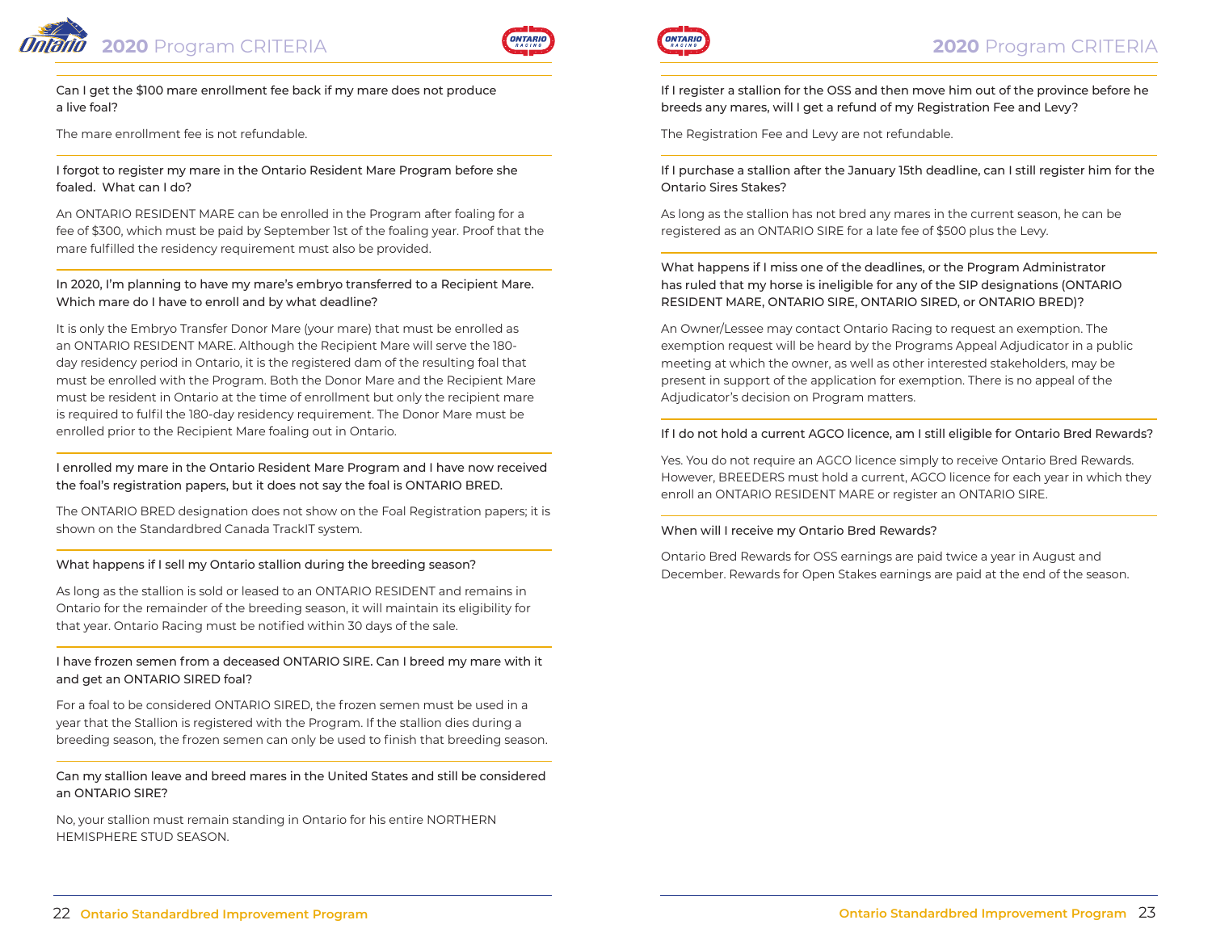Can I get the $100 mare enrollment fee back if my mare does not produce a live foal?

The mare enrollment fee is not refundable.

I forgot to register my mare in the Ontario Resident Mare Program before she foaled. What can I do?

An ONTARIO RESIDENT MARE can be enrolled in the Program after foaling for a fee of $300, which must be paid by September 1st of the foaling year. Proof that the mare fulfilled the residency requirement must also be provided.

In 2020, I'm planning to have my mare's embryo transferred to a Recipient Mare. Which mare do I have to enroll and by what deadline?

It is only the Embryo Transfer Donor Mare (your mare) that must be enrolled as an ONTARIO RESIDENT MARE. Although the Recipient Mare will serve the 180-day residency period in Ontario, it is the registered dam of the resulting foal that must be enrolled with the Program. Both the Donor Mare and the Recipient Mare must be resident in Ontario at the time of enrollment but only the recipient mare is required to fulfil the 180-day residency requirement. The Donor Mare must be enrolled prior to the Recipient Mare foaling out in Ontario.

I enrolled my mare in the Ontario Resident Mare Program and I have now received the foal's registration papers, but it does not say the foal is ONTARIO BRED.

The ONTARIO BRED designation does not show on the Foal Registration papers; it is shown on the Standardbred Canada TrackIT system.

What happens if I sell my Ontario stallion during the breeding season?

As long as the stallion is sold or leased to an ONTARIO RESIDENT and remains in Ontario for the remainder of the breeding season, it will maintain its eligibility for that year. Ontario Racing must be notified within 30 days of the sale.

I have frozen semen from a deceased ONTARIO SIRE. Can I breed my mare with it and get an ONTARIO SIRED foal?

For a foal to be considered ONTARIO SIRED, the frozen semen must be used in a year that the Stallion is registered with the Program. If the stallion dies during a breeding season, the frozen semen can only be used to finish that breeding season.

Can my stallion leave and breed mares in the United States and still be considered an ONTARIO SIRE?

No, your stallion must remain standing in Ontario for his entire NORTHERN HEMISPHERE STUD SEASON.

If I register a stallion for the OSS and then move him out of the province before he breeds any mares, will I get a refund of my Registration Fee and Levy?

The Registration Fee and Levy are not refundable.

If I purchase a stallion after the January 15th deadline, can I still register him for the Ontario Sires Stakes?

As long as the stallion has not bred any mares in the current season, he can be registered as an ONTARIO SIRE for a late fee of $500 plus the Levy.

What happens if I miss one of the deadlines, or the Program Administrator has ruled that my horse is ineligible for any of the SIP designations (ONTARIO RESIDENT MARE, ONTARIO SIRE, ONTARIO SIRED, or ONTARIO BRED)?

An Owner/Lessee may contact Ontario Racing to request an exemption. The exemption request will be heard by the Programs Appeal Adjudicator in a public meeting at which the owner, as well as other interested stakeholders, may be present in support of the application for exemption. There is no appeal of the Adjudicator's decision on Program matters.

If I do not hold a current AGCO licence, am I still eligible for Ontario Bred Rewards?

Yes. You do not require an AGCO licence simply to receive Ontario Bred Rewards. However, BREEDERS must hold a current, AGCO licence for each year in which they enroll an ONTARIO RESIDENT MARE or register an ONTARIO SIRE.

When will I receive my Ontario Bred Rewards?

Ontario Bred Rewards for OSS earnings are paid twice a year in August and December. Rewards for Open Stakes earnings are paid at the end of the season.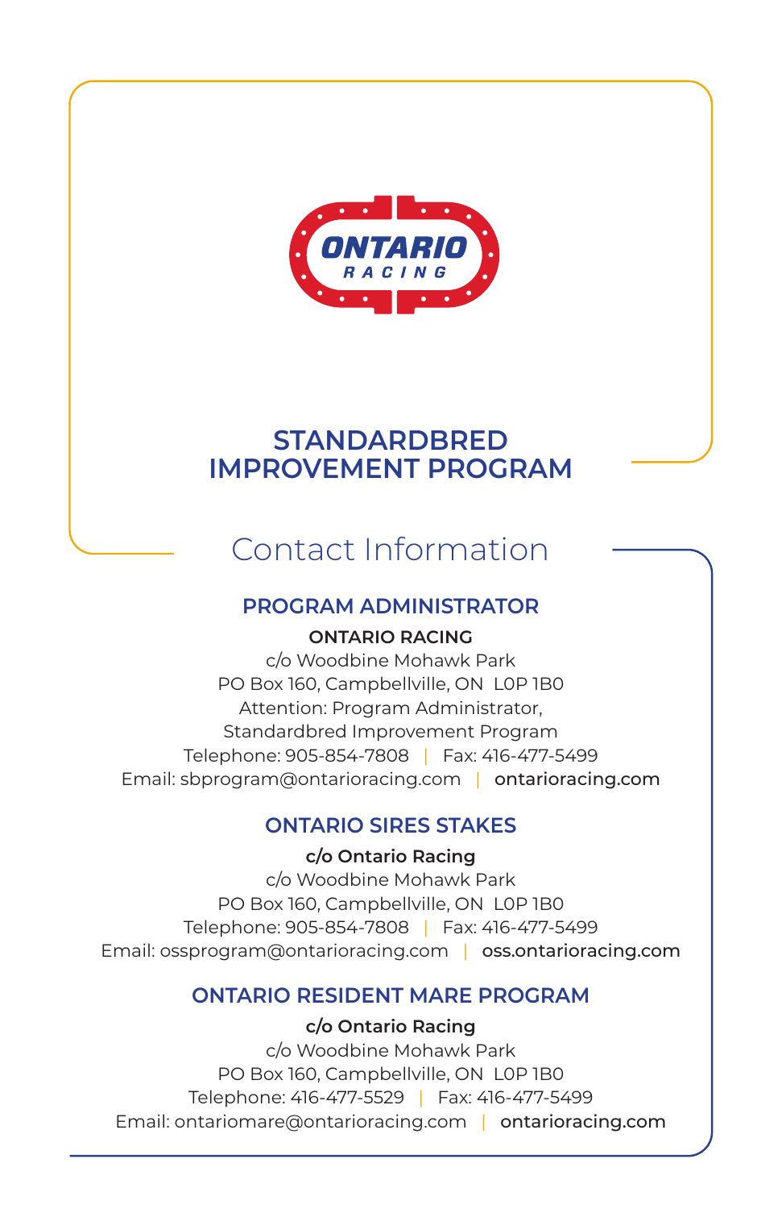# STANDARDBRED IMPROVEMENT PROGRAM

## Contact Information

### PROGRAM ADMINISTRATOR

**ONTARIO RACING**
c/o Woodbine Mohawk Park
PO Box 160, Campbellville, ON L0P 1B0
Attention: Program Administrator,
Standardbred Improvement Program
Telephone: 905-854-7808 | Fax: 416-477-5499
Email: sbprogram@ontarioracing.com | **ontarioracing.com**

### ONTARIO SIRES STAKES

**c/o Ontario Racing**
c/o Woodbine Mohawk Park
PO Box 160, Campbellville, ON L0P 1B0
Telephone: 905-854-7808 | Fax: 416-477-5499
Email: ossprogram@ontarioracing.com | **oss.ontarioracing.com**

### ONTARIO RESIDENT MARE PROGRAM

**c/o Ontario Racing**
c/o Woodbine Mohawk Park
PO Box 160, Campbellville, ON L0P 1B0
Telephone: 416-477-5529 | Fax: 416-477-5499
Email: ontariomare@ontarioracing.com | **ontarioracing.com**